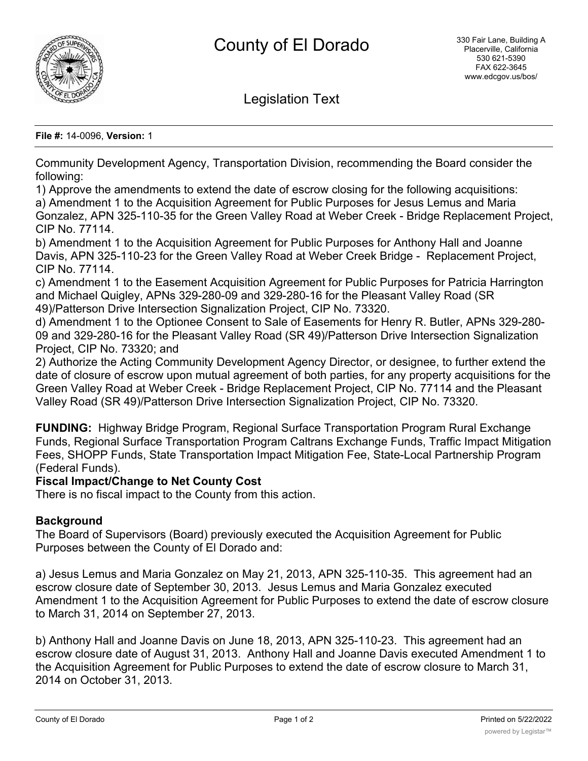# County of El Dorado

330 Fair Lane, Building A
Placerville, California
530 621-5390
FAX 622-3645
www.edcgov.us/bos/

## Legislation Text

**File #:** 14-0096, **Version:** 1

Community Development Agency, Transportation Division, recommending the Board consider the following:

1) Approve the amendments to extend the date of escrow closing for the following acquisitions:

a) Amendment 1 to the Acquisition Agreement for Public Purposes for Jesus Lemus and Maria Gonzalez, APN 325-110-35 for the Green Valley Road at Weber Creek - Bridge Replacement Project, CIP No. 77114.

b) Amendment 1 to the Acquisition Agreement for Public Purposes for Anthony Hall and Joanne Davis, APN 325-110-23 for the Green Valley Road at Weber Creek Bridge - Replacement Project, CIP No. 77114.

c) Amendment 1 to the Easement Acquisition Agreement for Public Purposes for Patricia Harrington and Michael Quigley, APNs 329-280-09 and 329-280-16 for the Pleasant Valley Road (SR 49)/Patterson Drive Intersection Signalization Project, CIP No. 73320.

d) Amendment 1 to the Optionee Consent to Sale of Easements for Henry R. Butler, APNs 329-280-09 and 329-280-16 for the Pleasant Valley Road (SR 49)/Patterson Drive Intersection Signalization Project, CIP No. 73320; and

2) Authorize the Acting Community Development Agency Director, or designee, to further extend the date of closure of escrow upon mutual agreement of both parties, for any property acquisitions for the Green Valley Road at Weber Creek - Bridge Replacement Project, CIP No. 77114 and the Pleasant Valley Road (SR 49)/Patterson Drive Intersection Signalization Project, CIP No. 73320.

**FUNDING:** Highway Bridge Program, Regional Surface Transportation Program Rural Exchange Funds, Regional Surface Transportation Program Caltrans Exchange Funds, Traffic Impact Mitigation Fees, SHOPP Funds, State Transportation Impact Mitigation Fee, State-Local Partnership Program (Federal Funds).

**Fiscal Impact/Change to Net County Cost**

There is no fiscal impact to the County from this action.

**Background**

The Board of Supervisors (Board) previously executed the Acquisition Agreement for Public Purposes between the County of El Dorado and:

a) Jesus Lemus and Maria Gonzalez on May 21, 2013, APN 325-110-35. This agreement had an escrow closure date of September 30, 2013. Jesus Lemus and Maria Gonzalez executed Amendment 1 to the Acquisition Agreement for Public Purposes to extend the date of escrow closure to March 31, 2014 on September 27, 2013.

b) Anthony Hall and Joanne Davis on June 18, 2013, APN 325-110-23. This agreement had an escrow closure date of August 31, 2013. Anthony Hall and Joanne Davis executed Amendment 1 to the Acquisition Agreement for Public Purposes to extend the date of escrow closure to March 31, 2014 on October 31, 2013.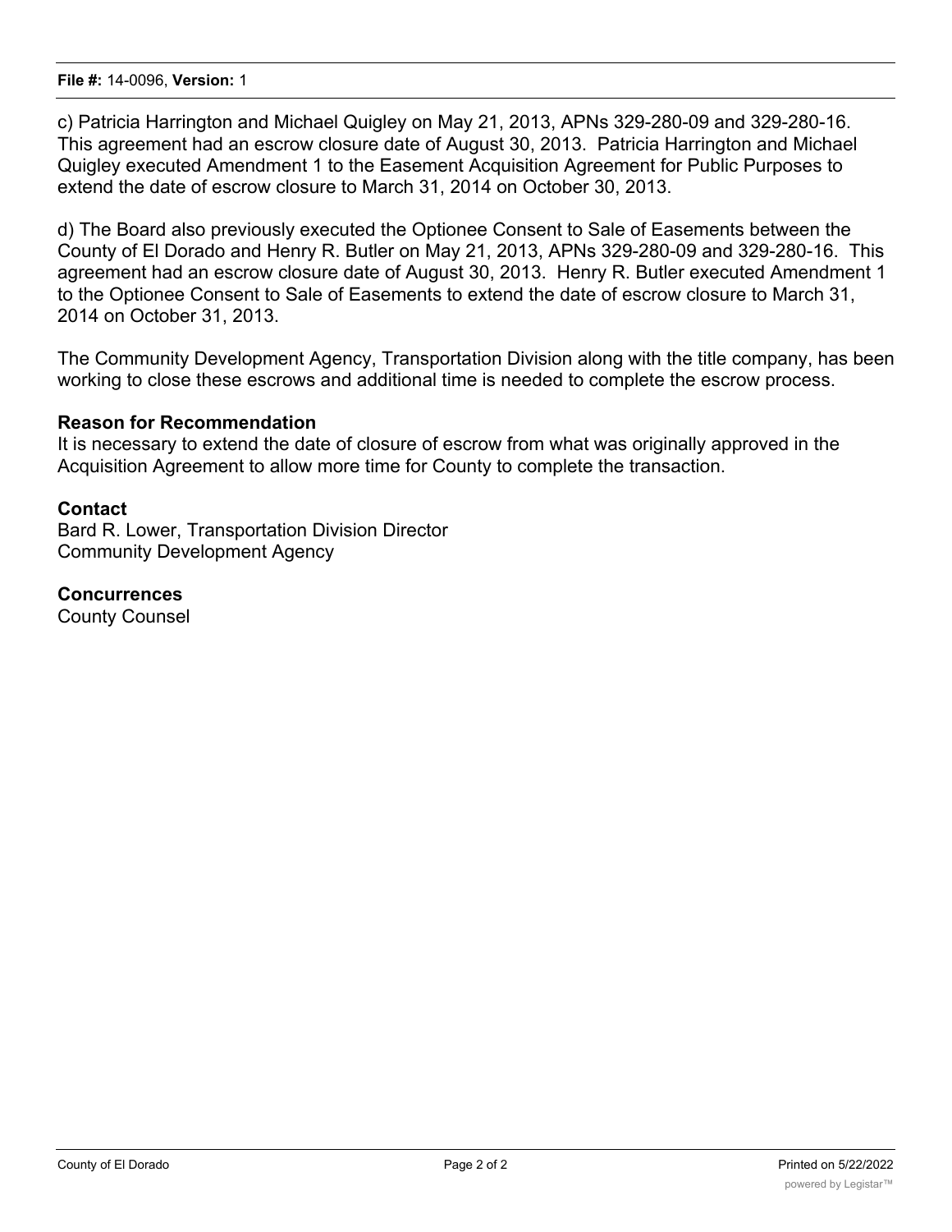c) Patricia Harrington and Michael Quigley on May 21, 2013, APNs 329-280-09 and 329-280-16. This agreement had an escrow closure date of August 30, 2013. Patricia Harrington and Michael Quigley executed Amendment 1 to the Easement Acquisition Agreement for Public Purposes to extend the date of escrow closure to March 31, 2014 on October 30, 2013.

d) The Board also previously executed the Optionee Consent to Sale of Easements between the County of El Dorado and Henry R. Butler on May 21, 2013, APNs 329-280-09 and 329-280-16. This agreement had an escrow closure date of August 30, 2013. Henry R. Butler executed Amendment 1 to the Optionee Consent to Sale of Easements to extend the date of escrow closure to March 31, 2014 on October 31, 2013.

The Community Development Agency, Transportation Division along with the title company, has been working to close these escrows and additional time is needed to complete the escrow process.

**Reason for Recommendation**

It is necessary to extend the date of closure of escrow from what was originally approved in the Acquisition Agreement to allow more time for County to complete the transaction.

**Contact**

Bard R. Lower, Transportation Division Director
Community Development Agency

**Concurrences**

County Counsel